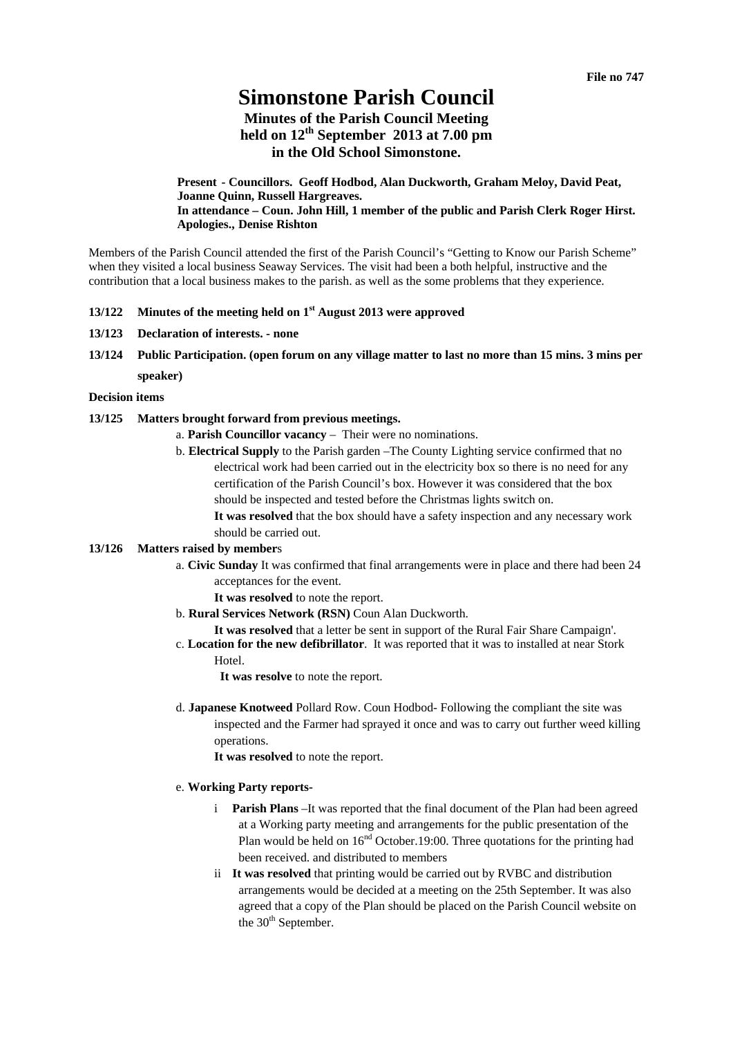File no 747

# Simonstone Parish Council

## Minutes of the Parish Council Meeting held on 12th September 2013 at 7.00 pm in the Old School Simonstone.

**Present - Councillors. Geoff Hodbod, Alan Duckworth, Graham Meloy, David Peat, Joanne Quinn, Russell Hargreaves.**
**In attendance – Coun. John Hill, 1 member of the public and Parish Clerk Roger Hirst.**
**Apologies., Denise Rishton**

Members of the Parish Council attended the first of the Parish Council's "Getting to Know our Parish Scheme" when they visited a local business Seaway Services. The visit had been a both helpful, instructive and the contribution that a local business makes to the parish. as well as the some problems that they experience.

**13/122 Minutes of the meeting held on 1st August 2013 were approved**

**13/123 Declaration of interests. - none**

**13/124 Public Participation. (open forum on any village matter to last no more than 15 mins. 3 mins per speaker)**

**Decision items**

**13/125 Matters brought forward from previous meetings.**

a. **Parish Councillor vacancy** – Their were no nominations.

b. **Electrical Supply** to the Parish garden –The County Lighting service confirmed that no electrical work had been carried out in the electricity box so there is no need for any certification of the Parish Council's box. However it was considered that the box should be inspected and tested before the Christmas lights switch on.
**It was resolved** that the box should have a safety inspection and any necessary work should be carried out.

**13/126 Matters raised by members**

a. **Civic Sunday** It was confirmed that final arrangements were in place and there had been 24 acceptances for the event.
**It was resolved** to note the report.

b. **Rural Services Network (RSN)** Coun Alan Duckworth.
**It was resolved** that a letter be sent in support of the Rural Fair Share Campaign'.

c. **Location for the new defibrillator**. It was reported that it was to installed at near Stork Hotel.
**It was resolve** to note the report.

d. **Japanese Knotweed** Pollard Row. Coun Hodbod- Following the compliant the site was inspected and the Farmer had sprayed it once and was to carry out further weed killing operations.
**It was resolved** to note the report.

e. **Working Party reports-**

i **Parish Plans** –It was reported that the final document of the Plan had been agreed at a Working party meeting and arrangements for the public presentation of the Plan would be held on 16nd October.19:00. Three quotations for the printing had been received. and distributed to members

ii **It was resolved** that printing would be carried out by RVBC and distribution arrangements would be decided at a meeting on the 25th September. It was also agreed that a copy of the Plan should be placed on the Parish Council website on the 30th September.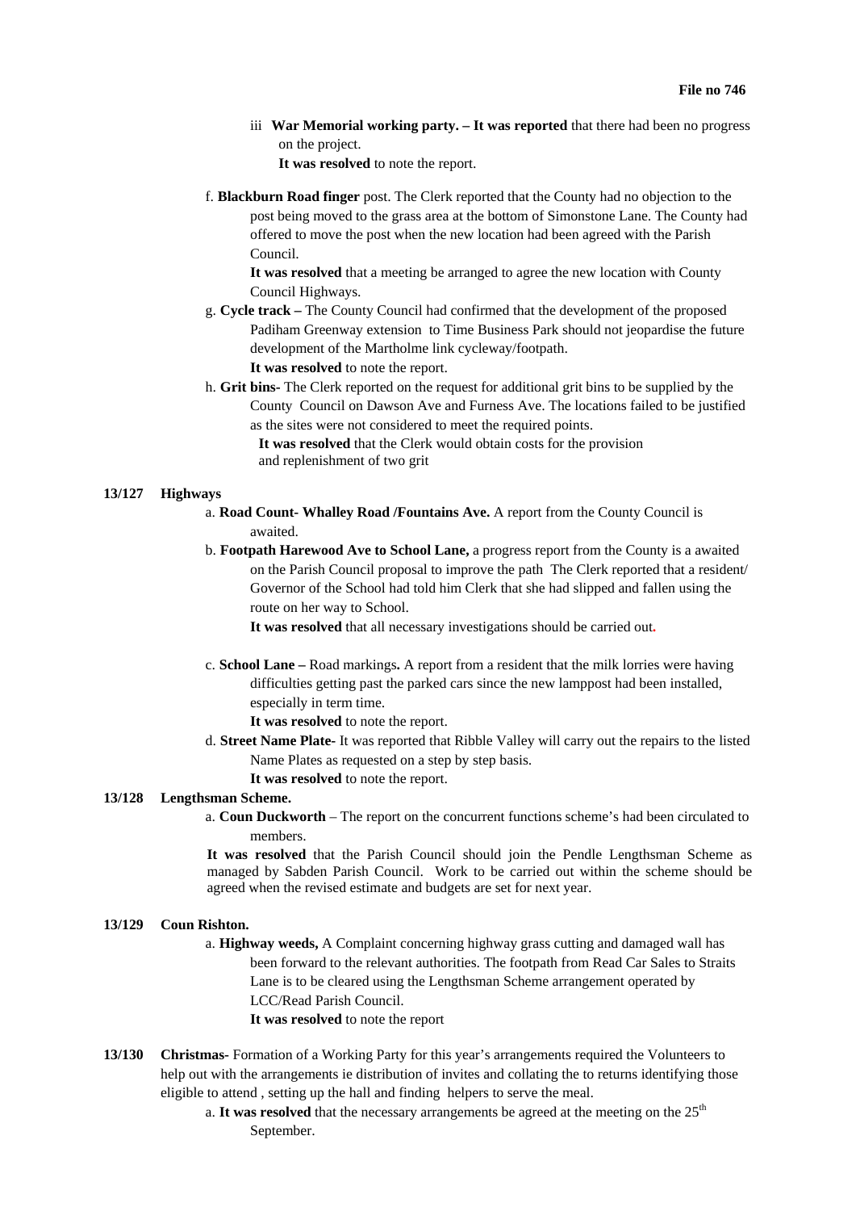**File no 746**

iii **War Memorial working party. – It was reported** that there had been no progress on the project.
**It was resolved** to note the report.

f. **Blackburn Road finger** post. The Clerk reported that the County had no objection to the post being moved to the grass area at the bottom of Simonstone Lane. The County had offered to move the post when the new location had been agreed with the Parish Council.
**It was resolved** that a meeting be arranged to agree the new location with County Council Highways.

g. **Cycle track –** The County Council had confirmed that the development of the proposed Padiham Greenway extension to Time Business Park should not jeopardise the future development of the Martholme link cycleway/footpath.
**It was resolved** to note the report.

h. **Grit bins-** The Clerk reported on the request for additional grit bins to be supplied by the County Council on Dawson Ave and Furness Ave. The locations failed to be justified as the sites were not considered to meet the required points.
**It was resolved** that the Clerk would obtain costs for the provision and replenishment of two grit

**13/127 Highways**

a. **Road Count- Whalley Road /Fountains Ave.** A report from the County Council is awaited.

b. **Footpath Harewood Ave to School Lane,** a progress report from the County is a awaited on the Parish Council proposal to improve the path The Clerk reported that a resident/ Governor of the School had told him Clerk that she had slipped and fallen using the route on her way to School.
**It was resolved** that all necessary investigations should be carried out.

c. **School Lane –** Road markings**.** A report from a resident that the milk lorries were having difficulties getting past the parked cars since the new lamppost had been installed, especially in term time.
**It was resolved** to note the report.

d. **Street Name Plate-** It was reported that Ribble Valley will carry out the repairs to the listed Name Plates as requested on a step by step basis.
**It was resolved** to note the report.

**13/128 Lengthsman Scheme.**

a. **Coun Duckworth** – The report on the concurrent functions scheme's had been circulated to members.

**It was resolved** that the Parish Council should join the Pendle Lengthsman Scheme as managed by Sabden Parish Council. Work to be carried out within the scheme should be agreed when the revised estimate and budgets are set for next year.

**13/129 Coun Rishton.**

a. **Highway weeds,** A Complaint concerning highway grass cutting and damaged wall has been forward to the relevant authorities. The footpath from Read Car Sales to Straits Lane is to be cleared using the Lengthsman Scheme arrangement operated by LCC/Read Parish Council.
**It was resolved** to note the report

**13/130 Christmas-** Formation of a Working Party for this year's arrangements required the Volunteers to help out with the arrangements ie distribution of invites and collating the to returns identifying those eligible to attend , setting up the hall and finding helpers to serve the meal.

a. **It was resolved** that the necessary arrangements be agreed at the meeting on the 25th September.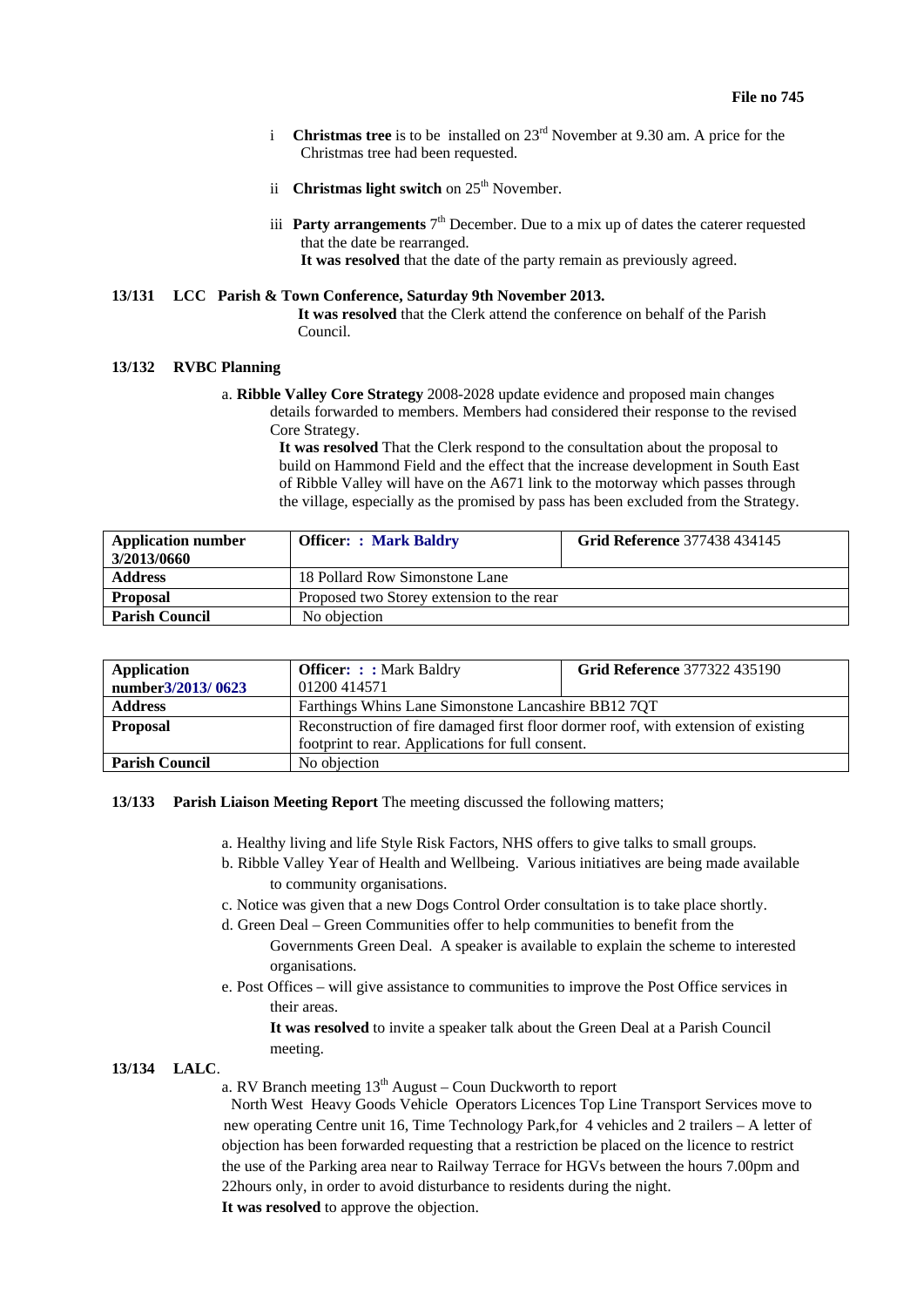**File no 745**

i **Christmas tree** is to be installed on 23rd November at 9.30 am. A price for the Christmas tree had been requested.

ii **Christmas light switch** on 25th November.

iii **Party arrangements** 7th December. Due to a mix up of dates the caterer requested that the date be rearranged.
**It was resolved** that the date of the party remain as previously agreed.

**13/131 LCC Parish & Town Conference, Saturday 9th November 2013.**

**It was resolved** that the Clerk attend the conference on behalf of the Parish Council.

**13/132 RVBC Planning**

a. **Ribble Valley Core Strategy** 2008-2028 update evidence and proposed main changes details forwarded to members. Members had considered their response to the revised Core Strategy.

**It was resolved** That the Clerk respond to the consultation about the proposal to build on Hammond Field and the effect that the increase development in South East of Ribble Valley will have on the A671 link to the motorway which passes through the village, especially as the promised by pass has been excluded from the Strategy.

| **Application number 3/2013/0660** | **Officer: : Mark Baldry** | **Grid Reference** 377438 434145 |
|---|---|---|
| **Address** | 18 Pollard Row Simonstone Lane | |
| **Proposal** | Proposed two Storey extension to the rear | |
| **Parish Council** | No objection | |

| **Application number3/2013/ 0623** | **Officer: : :** Mark Baldry 01200 414571 | **Grid Reference** 377322 435190 |
|---|---|---|
| **Address** | Farthings Whins Lane Simonstone Lancashire BB12 7QT | |
| **Proposal** | Reconstruction of fire damaged first floor dormer roof, with extension of existing footprint to rear. Applications for full consent. | |
| **Parish Council** | No objection | |

**13/133 Parish Liaison Meeting Report** The meeting discussed the following matters;

a. Healthy living and life Style Risk Factors, NHS offers to give talks to small groups.
b. Ribble Valley Year of Health and Wellbeing. Various initiatives are being made available to community organisations.
c. Notice was given that a new Dogs Control Order consultation is to take place shortly.
d. Green Deal – Green Communities offer to help communities to benefit from the Governments Green Deal. A speaker is available to explain the scheme to interested organisations.
e. Post Offices – will give assistance to communities to improve the Post Office services in their areas.

**It was resolved** to invite a speaker talk about the Green Deal at a Parish Council meeting.

**13/134 LALC**.

a. RV Branch meeting 13th August – Coun Duckworth to report

North West Heavy Goods Vehicle Operators Licences Top Line Transport Services move to new operating Centre unit 16, Time Technology Park,for 4 vehicles and 2 trailers – A letter of objection has been forwarded requesting that a restriction be placed on the licence to restrict the use of the Parking area near to Railway Terrace for HGVs between the hours 7.00pm and 22hours only, in order to avoid disturbance to residents during the night.

**It was resolved** to approve the objection.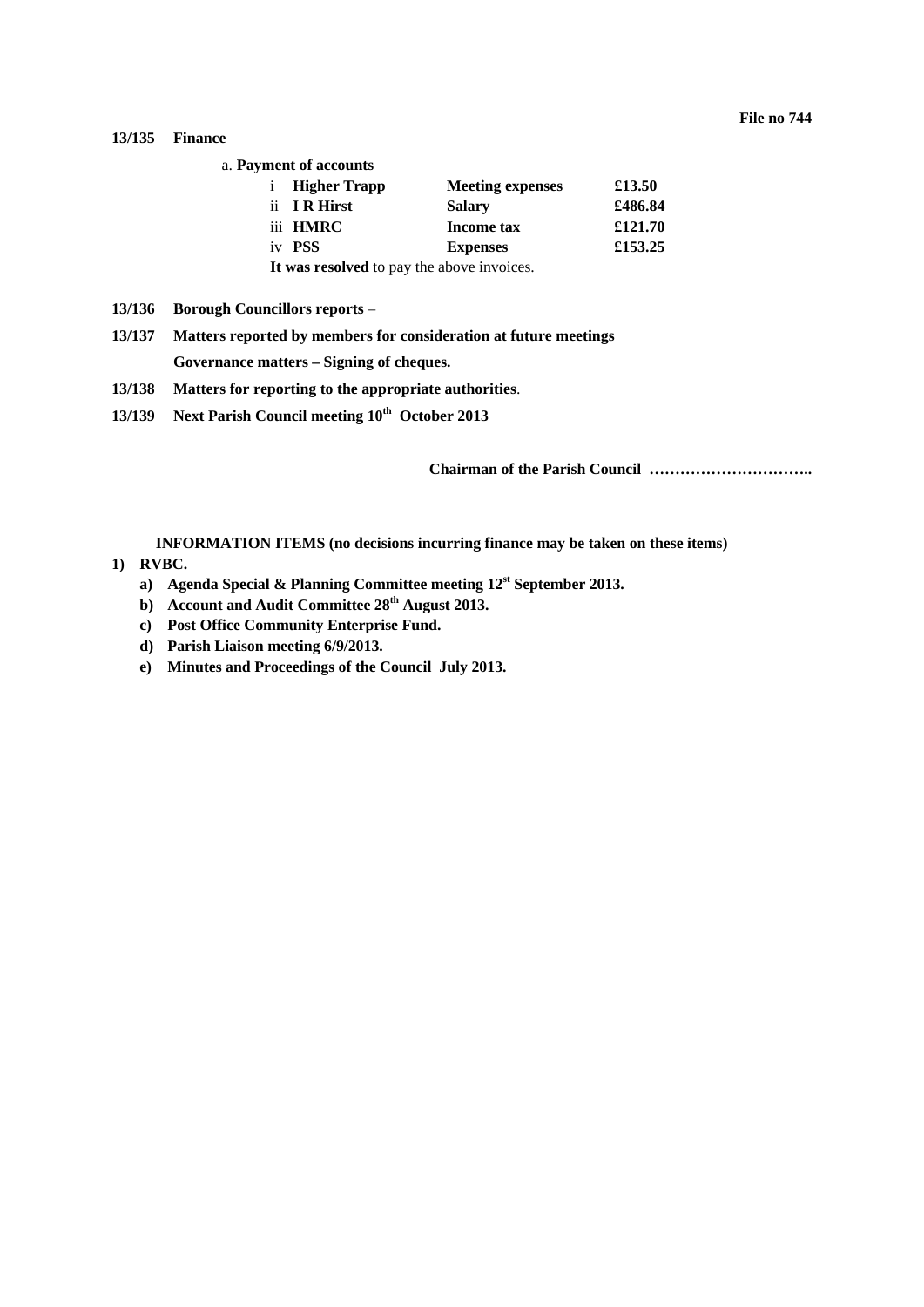File no 744

**13/135 Finance**

a. **Payment of accounts**

| | | | |
|---|---|---|---|
| i | **Higher Trapp** | **Meeting expenses** | **£13.50** |
| ii | **I R Hirst** | **Salary** | **£486.84** |
| iii | **HMRC** | **Income tax** | **£121.70** |
| iv | **PSS** | **Expenses** | **£153.25** |

**It was resolved** to pay the above invoices.

**13/136 Borough Councillors reports** –

**13/137 Matters reported by members for consideration at future meetings**

**Governance matters – Signing of cheques.**

**13/138 Matters for reporting to the appropriate authorities**.

**13/139 Next Parish Council meeting 10th October 2013**

**Chairman of the Parish Council …………………………..**

**INFORMATION ITEMS (no decisions incurring finance may be taken on these items)**

1) **RVBC.**
   a) **Agenda Special & Planning Committee meeting 12st September 2013.**
   b) **Account and Audit Committee 28th August 2013.**
   c) **Post Office Community Enterprise Fund.**
   d) **Parish Liaison meeting 6/9/2013.**
   e) **Minutes and Proceedings of the Council July 2013.**